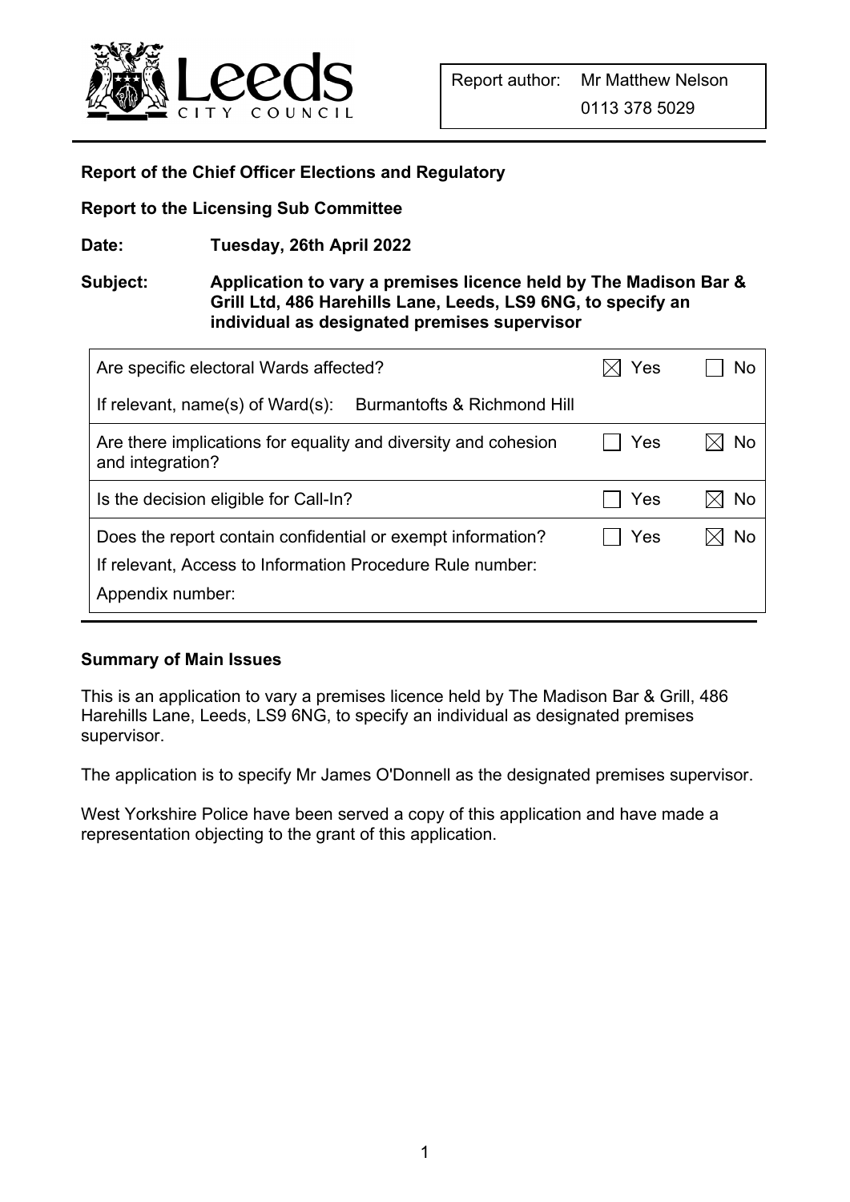| Report author: | Mr Matthew Nelson |
| --- | --- |
| | 0113 378 5029 |

**Report of the Chief Officer Elections and Regulatory**

**Report to the Licensing Sub Committee**

**Date:** **Tuesday, 26th April 2022**

**Subject:** **Application to vary a premises licence held by The Madison Bar & Grill Ltd, 486 Harehills Lane, Leeds, LS9 6NG, to specify an individual as designated premises supervisor**

| | Yes | No |
| --- | --- | --- |
| Are specific electoral Wards affected? | ☒ | ☐ |
| If relevant, name(s) of Ward(s): Burmantofts & Richmond Hill | | |
| Are there implications for equality and diversity and cohesion and integration? | ☐ | ☒ |
| Is the decision eligible for Call-In? | ☐ | ☒ |
| Does the report contain confidential or exempt information? | ☐ | ☒ |
| If relevant, Access to Information Procedure Rule number: | | |
| Appendix number: | | |

**Summary of Main Issues**

This is an application to vary a premises licence held by The Madison Bar & Grill, 486 Harehills Lane, Leeds, LS9 6NG, to specify an individual as designated premises supervisor.

The application is to specify Mr James O'Donnell as the designated premises supervisor.

West Yorkshire Police have been served a copy of this application and have made a representation objecting to the grant of this application.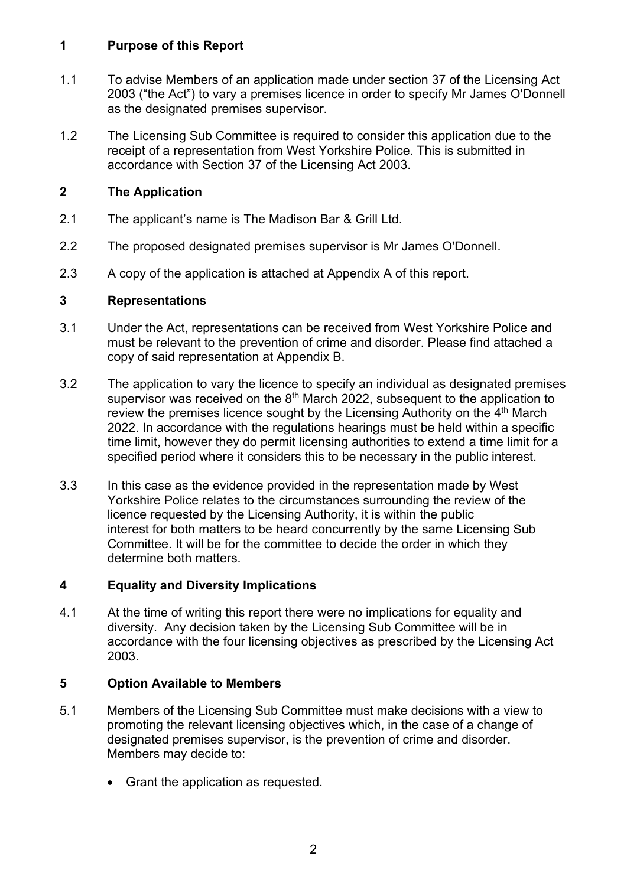## 1 Purpose of this Report

1.1 To advise Members of an application made under section 37 of the Licensing Act 2003 ("the Act") to vary a premises licence in order to specify Mr James O'Donnell as the designated premises supervisor.

1.2 The Licensing Sub Committee is required to consider this application due to the receipt of a representation from West Yorkshire Police. This is submitted in accordance with Section 37 of the Licensing Act 2003.

## 2 The Application

2.1 The applicant's name is The Madison Bar & Grill Ltd.

2.2 The proposed designated premises supervisor is Mr James O'Donnell.

2.3 A copy of the application is attached at Appendix A of this report.

## 3 Representations

3.1 Under the Act, representations can be received from West Yorkshire Police and must be relevant to the prevention of crime and disorder. Please find attached a copy of said representation at Appendix B.

3.2 The application to vary the licence to specify an individual as designated premises supervisor was received on the 8th March 2022, subsequent to the application to review the premises licence sought by the Licensing Authority on the 4th March 2022. In accordance with the regulations hearings must be held within a specific time limit, however they do permit licensing authorities to extend a time limit for a specified period where it considers this to be necessary in the public interest.

3.3 In this case as the evidence provided in the representation made by West Yorkshire Police relates to the circumstances surrounding the review of the licence requested by the Licensing Authority, it is within the public interest for both matters to be heard concurrently by the same Licensing Sub Committee. It will be for the committee to decide the order in which they determine both matters.

## 4 Equality and Diversity Implications

4.1 At the time of writing this report there were no implications for equality and diversity. Any decision taken by the Licensing Sub Committee will be in accordance with the four licensing objectives as prescribed by the Licensing Act 2003.

## 5 Option Available to Members

5.1 Members of the Licensing Sub Committee must make decisions with a view to promoting the relevant licensing objectives which, in the case of a change of designated premises supervisor, is the prevention of crime and disorder. Members may decide to:

- Grant the application as requested.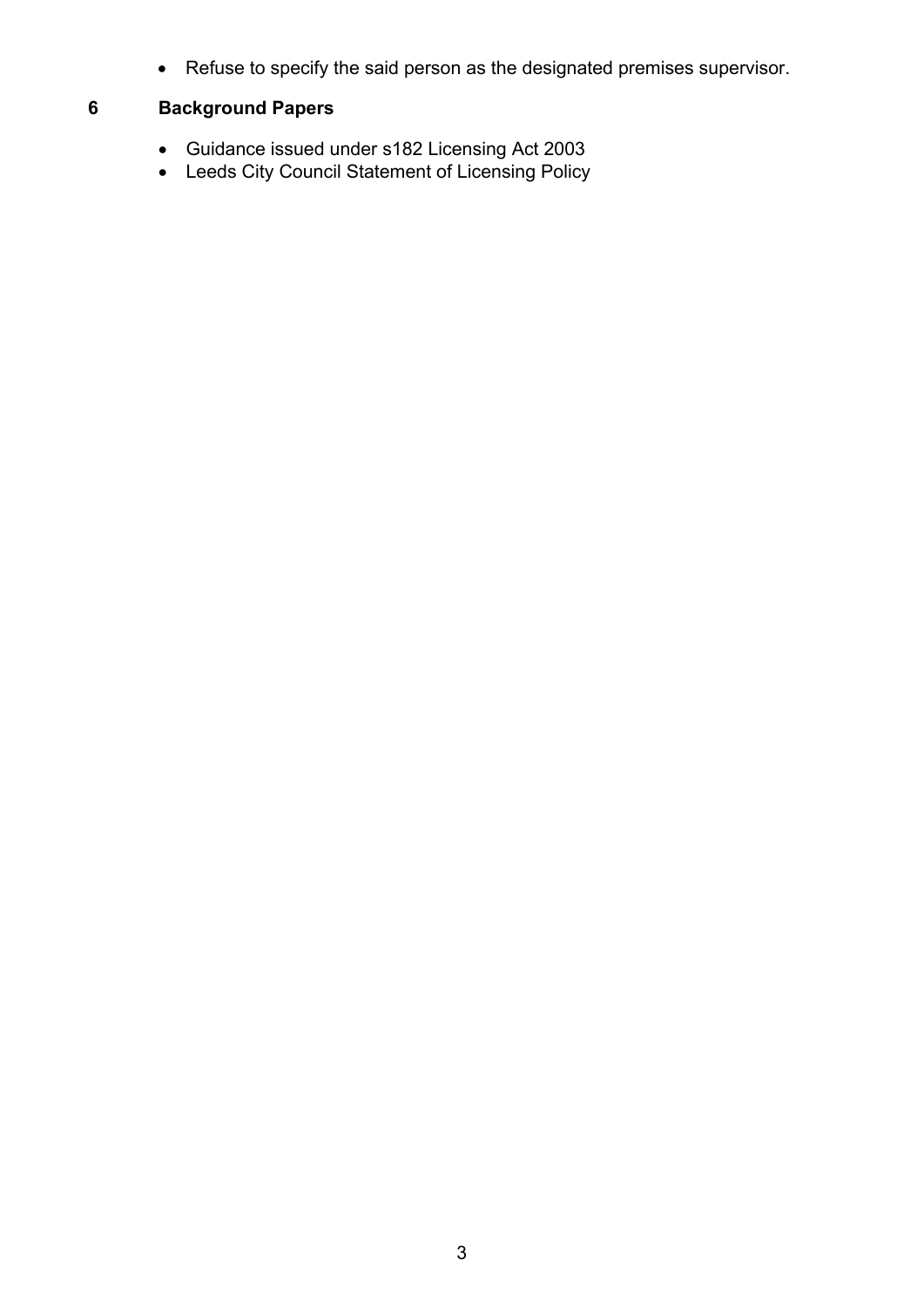- Refuse to specify the said person as the designated premises supervisor.

## 6 Background Papers

- Guidance issued under s182 Licensing Act 2003
- Leeds City Council Statement of Licensing Policy